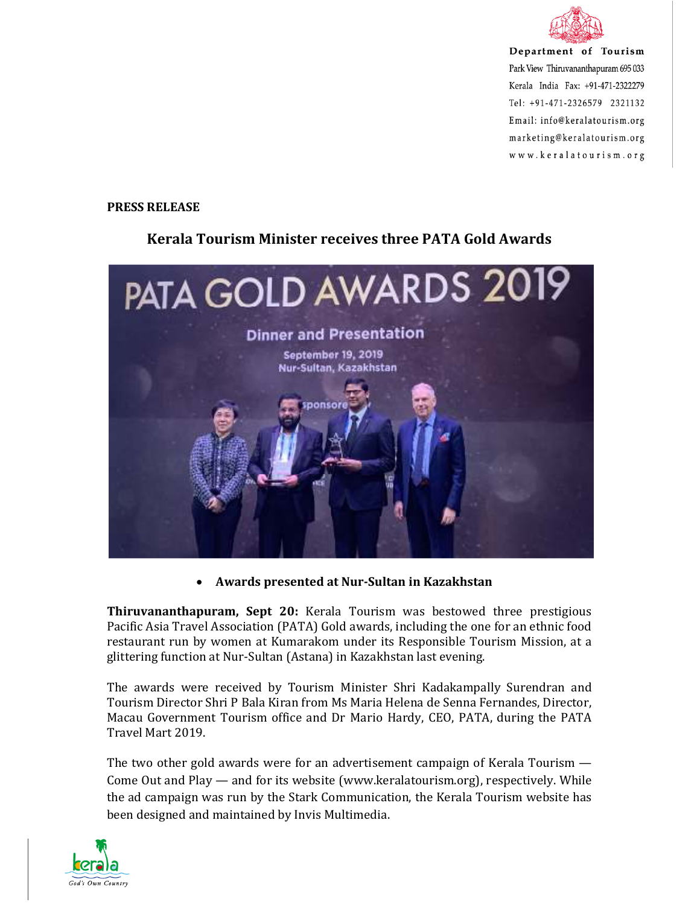Department of Tourism
Park View Thiruvananthapuram 695 033
Kerala India Fax: +91-471-2322279
Tel: +91-471-2326579 2321132
Email: info@keralatourism.org
marketing@keralatourism.org
www.keralatourism.org

**PRESS RELEASE**

## Kerala Tourism Minister receives three PATA Gold Awards

- **Awards presented at Nur-Sultan in Kazakhstan**

**Thiruvananthapuram, Sept 20:** Kerala Tourism was bestowed three prestigious Pacific Asia Travel Association (PATA) Gold awards, including the one for an ethnic food restaurant run by women at Kumarakom under its Responsible Tourism Mission, at a glittering function at Nur-Sultan (Astana) in Kazakhstan last evening.

The awards were received by Tourism Minister Shri Kadakampally Surendran and Tourism Director Shri P Bala Kiran from Ms Maria Helena de Senna Fernandes, Director, Macau Government Tourism office and Dr Mario Hardy, CEO, PATA, during the PATA Travel Mart 2019.

The two other gold awards were for an advertisement campaign of Kerala Tourism — Come Out and Play — and for its website (www.keralatourism.org), respectively. While the ad campaign was run by the Stark Communication, the Kerala Tourism website has been designed and maintained by Invis Multimedia.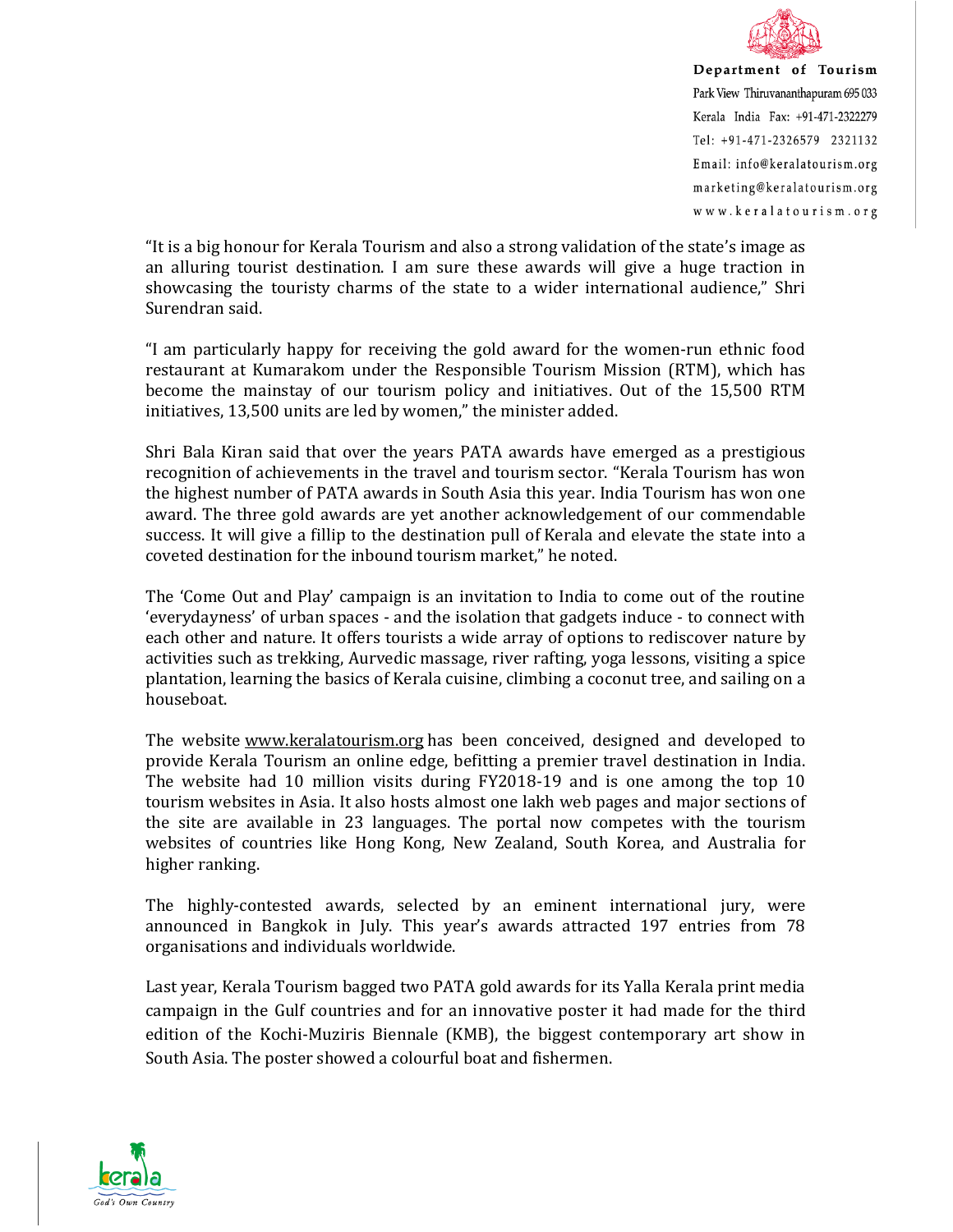"It is a big honour for Kerala Tourism and also a strong validation of the state's image as an alluring tourist destination. I am sure these awards will give a huge traction in showcasing the touristy charms of the state to a wider international audience," Shri Surendran said.

"I am particularly happy for receiving the gold award for the women-run ethnic food restaurant at Kumarakom under the Responsible Tourism Mission (RTM), which has become the mainstay of our tourism policy and initiatives. Out of the 15,500 RTM initiatives, 13,500 units are led by women," the minister added.

Shri Bala Kiran said that over the years PATA awards have emerged as a prestigious recognition of achievements in the travel and tourism sector. "Kerala Tourism has won the highest number of PATA awards in South Asia this year. India Tourism has won one award. The three gold awards are yet another acknowledgement of our commendable success. It will give a fillip to the destination pull of Kerala and elevate the state into a coveted destination for the inbound tourism market," he noted.

The 'Come Out and Play' campaign is an invitation to India to come out of the routine 'everydayness' of urban spaces - and the isolation that gadgets induce - to connect with each other and nature. It offers tourists a wide array of options to rediscover nature by activities such as trekking, Aurvedic massage, river rafting, yoga lessons, visiting a spice plantation, learning the basics of Kerala cuisine, climbing a coconut tree, and sailing on a houseboat.

The website www.keralatourism.org has been conceived, designed and developed to provide Kerala Tourism an online edge, befitting a premier travel destination in India. The website had 10 million visits during FY2018-19 and is one among the top 10 tourism websites in Asia. It also hosts almost one lakh web pages and major sections of the site are available in 23 languages. The portal now competes with the tourism websites of countries like Hong Kong, New Zealand, South Korea, and Australia for higher ranking.

The highly-contested awards, selected by an eminent international jury, were announced in Bangkok in July. This year's awards attracted 197 entries from 78 organisations and individuals worldwide.

Last year, Kerala Tourism bagged two PATA gold awards for its Yalla Kerala print media campaign in the Gulf countries and for an innovative poster it had made for the third edition of the Kochi-Muziris Biennale (KMB), the biggest contemporary art show in South Asia. The poster showed a colourful boat and fishermen.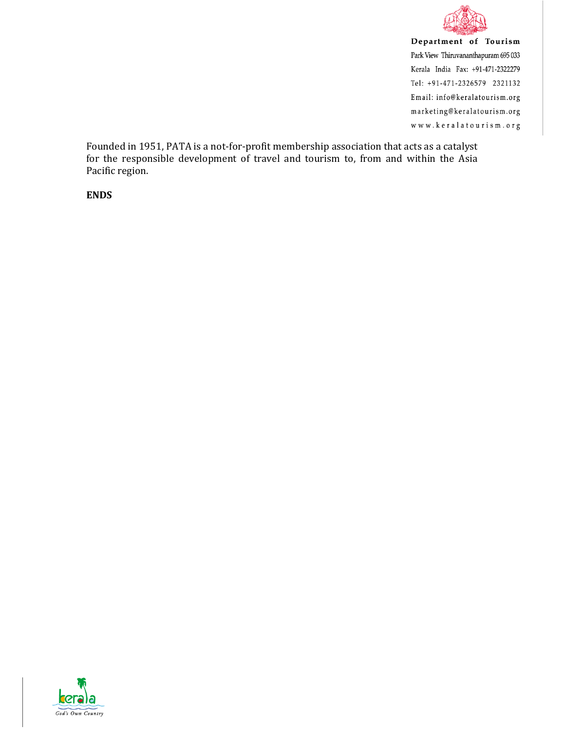Founded in 1951, PATA is a not-for-profit membership association that acts as a catalyst for the responsible development of travel and tourism to, from and within the Asia Pacific region.

**ENDS**